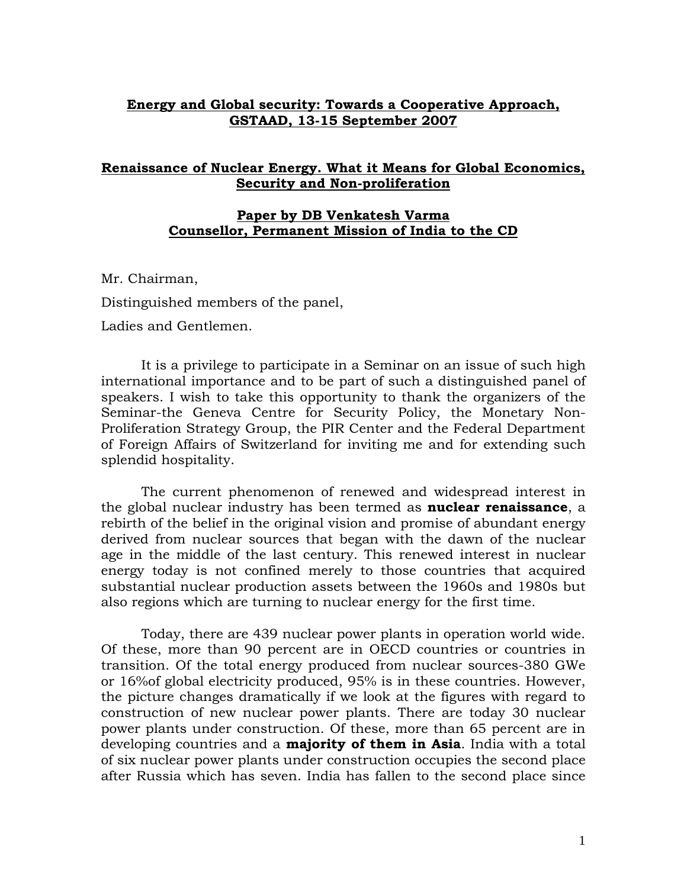# Energy and Global security: Towards a Cooperative Approach, GSTAAD, 13-15 September 2007

## Renaissance of Nuclear Energy. What it Means for Global Economics, Security and Non-proliferation

### Paper by DB Venkatesh Varma Counsellor, Permanent Mission of India to the CD

Mr. Chairman,

Distinguished members of the panel,

Ladies and Gentlemen.

It is a privilege to participate in a Seminar on an issue of such high international importance and to be part of such a distinguished panel of speakers. I wish to take this opportunity to thank the organizers of the Seminar-the Geneva Centre for Security Policy, the Monetary Non-Proliferation Strategy Group, the PIR Center and the Federal Department of Foreign Affairs of Switzerland for inviting me and for extending such splendid hospitality.

The current phenomenon of renewed and widespread interest in the global nuclear industry has been termed as **nuclear renaissance**, a rebirth of the belief in the original vision and promise of abundant energy derived from nuclear sources that began with the dawn of the nuclear age in the middle of the last century. This renewed interest in nuclear energy today is not confined merely to those countries that acquired substantial nuclear production assets between the 1960s and 1980s but also regions which are turning to nuclear energy for the first time.

Today, there are 439 nuclear power plants in operation world wide. Of these, more than 90 percent are in OECD countries or countries in transition. Of the total energy produced from nuclear sources-380 GWe or 16%of global electricity produced, 95% is in these countries. However, the picture changes dramatically if we look at the figures with regard to construction of new nuclear power plants. There are today 30 nuclear power plants under construction. Of these, more than 65 percent are in developing countries and a **majority of them in Asia**. India with a total of six nuclear power plants under construction occupies the second place after Russia which has seven. India has fallen to the second place since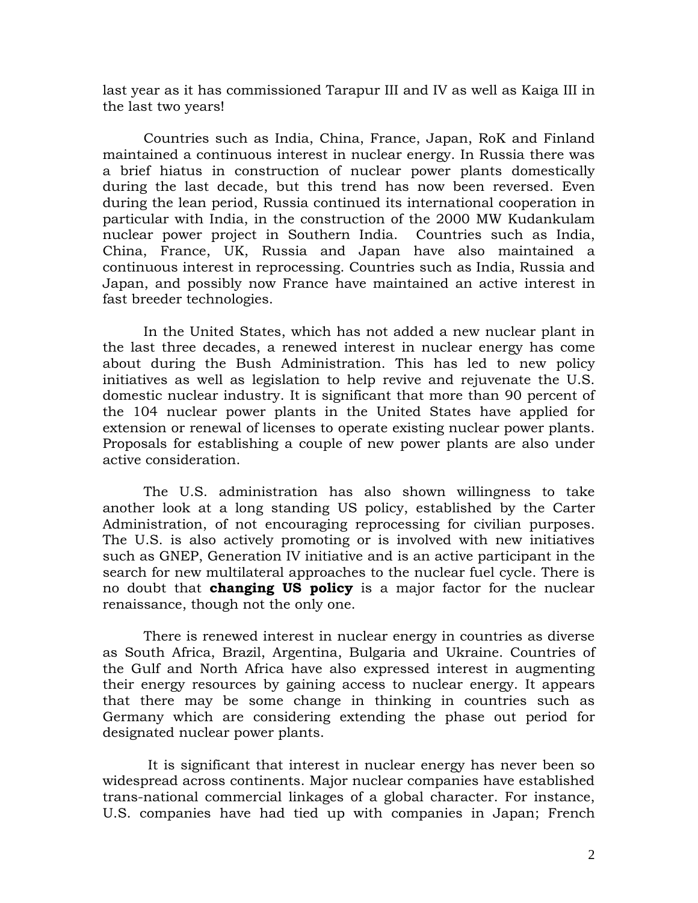last year as it has commissioned Tarapur III and IV as well as Kaiga III in the last two years!

Countries such as India, China, France, Japan, RoK and Finland maintained a continuous interest in nuclear energy. In Russia there was a brief hiatus in construction of nuclear power plants domestically during the last decade, but this trend has now been reversed. Even during the lean period, Russia continued its international cooperation in particular with India, in the construction of the 2000 MW Kudankulam nuclear power project in Southern India. Countries such as India, China, France, UK, Russia and Japan have also maintained a continuous interest in reprocessing. Countries such as India, Russia and Japan, and possibly now France have maintained an active interest in fast breeder technologies.

In the United States, which has not added a new nuclear plant in the last three decades, a renewed interest in nuclear energy has come about during the Bush Administration. This has led to new policy initiatives as well as legislation to help revive and rejuvenate the U.S. domestic nuclear industry. It is significant that more than 90 percent of the 104 nuclear power plants in the United States have applied for extension or renewal of licenses to operate existing nuclear power plants. Proposals for establishing a couple of new power plants are also under active consideration.

The U.S. administration has also shown willingness to take another look at a long standing US policy, established by the Carter Administration, of not encouraging reprocessing for civilian purposes. The U.S. is also actively promoting or is involved with new initiatives such as GNEP, Generation IV initiative and is an active participant in the search for new multilateral approaches to the nuclear fuel cycle. There is no doubt that **changing US policy** is a major factor for the nuclear renaissance, though not the only one.

There is renewed interest in nuclear energy in countries as diverse as South Africa, Brazil, Argentina, Bulgaria and Ukraine. Countries of the Gulf and North Africa have also expressed interest in augmenting their energy resources by gaining access to nuclear energy. It appears that there may be some change in thinking in countries such as Germany which are considering extending the phase out period for designated nuclear power plants.

It is significant that interest in nuclear energy has never been so widespread across continents. Major nuclear companies have established trans-national commercial linkages of a global character. For instance, U.S. companies have had tied up with companies in Japan; French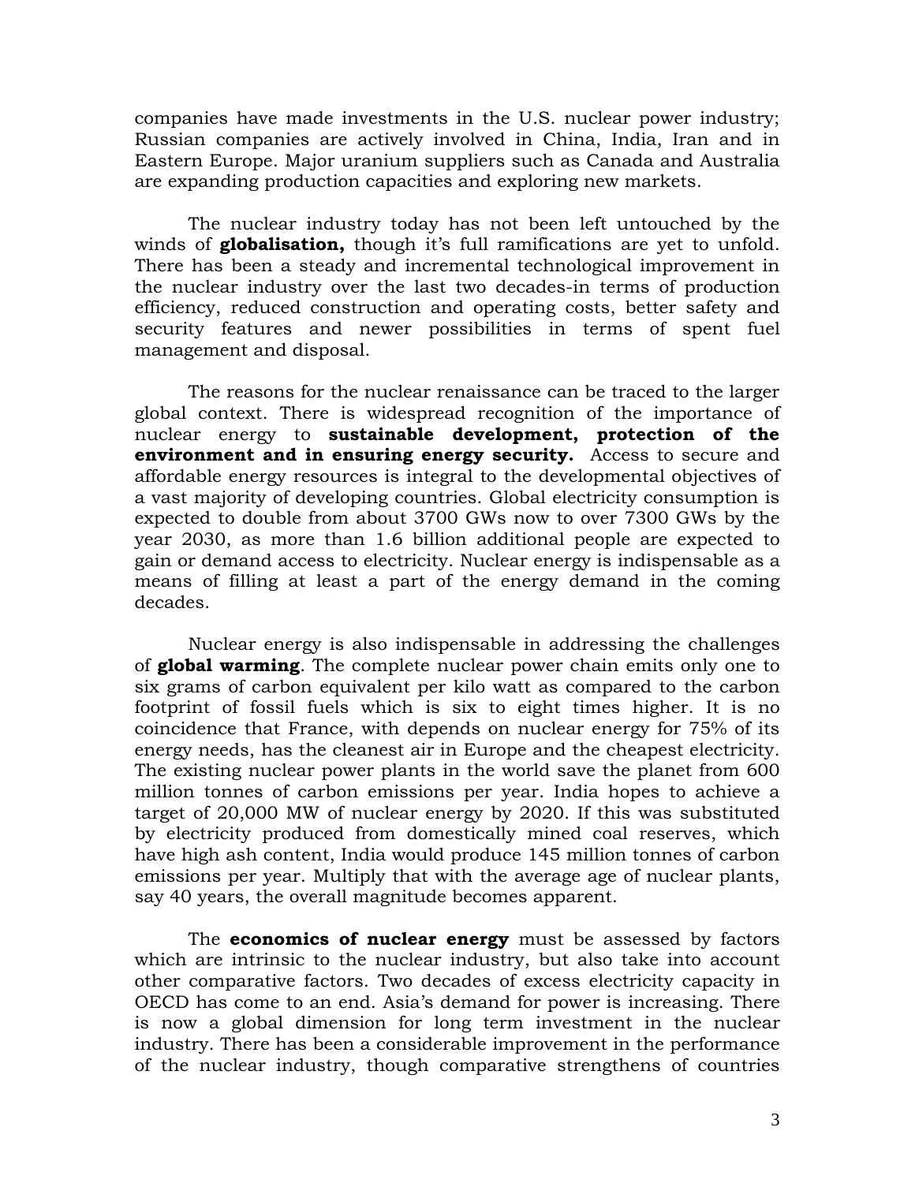companies have made investments in the U.S. nuclear power industry; Russian companies are actively involved in China, India, Iran and in Eastern Europe. Major uranium suppliers such as Canada and Australia are expanding production capacities and exploring new markets.

The nuclear industry today has not been left untouched by the winds of **globalisation,** though it's full ramifications are yet to unfold. There has been a steady and incremental technological improvement in the nuclear industry over the last two decades-in terms of production efficiency, reduced construction and operating costs, better safety and security features and newer possibilities in terms of spent fuel management and disposal.

The reasons for the nuclear renaissance can be traced to the larger global context. There is widespread recognition of the importance of nuclear energy to **sustainable development, protection of the environment and in ensuring energy security.** Access to secure and affordable energy resources is integral to the developmental objectives of a vast majority of developing countries. Global electricity consumption is expected to double from about 3700 GWs now to over 7300 GWs by the year 2030, as more than 1.6 billion additional people are expected to gain or demand access to electricity. Nuclear energy is indispensable as a means of filling at least a part of the energy demand in the coming decades.

Nuclear energy is also indispensable in addressing the challenges of **global warming**. The complete nuclear power chain emits only one to six grams of carbon equivalent per kilo watt as compared to the carbon footprint of fossil fuels which is six to eight times higher. It is no coincidence that France, with depends on nuclear energy for 75% of its energy needs, has the cleanest air in Europe and the cheapest electricity. The existing nuclear power plants in the world save the planet from 600 million tonnes of carbon emissions per year. India hopes to achieve a target of 20,000 MW of nuclear energy by 2020. If this was substituted by electricity produced from domestically mined coal reserves, which have high ash content, India would produce 145 million tonnes of carbon emissions per year. Multiply that with the average age of nuclear plants, say 40 years, the overall magnitude becomes apparent.

The **economics of nuclear energy** must be assessed by factors which are intrinsic to the nuclear industry, but also take into account other comparative factors. Two decades of excess electricity capacity in OECD has come to an end. Asia's demand for power is increasing. There is now a global dimension for long term investment in the nuclear industry. There has been a considerable improvement in the performance of the nuclear industry, though comparative strengthens of countries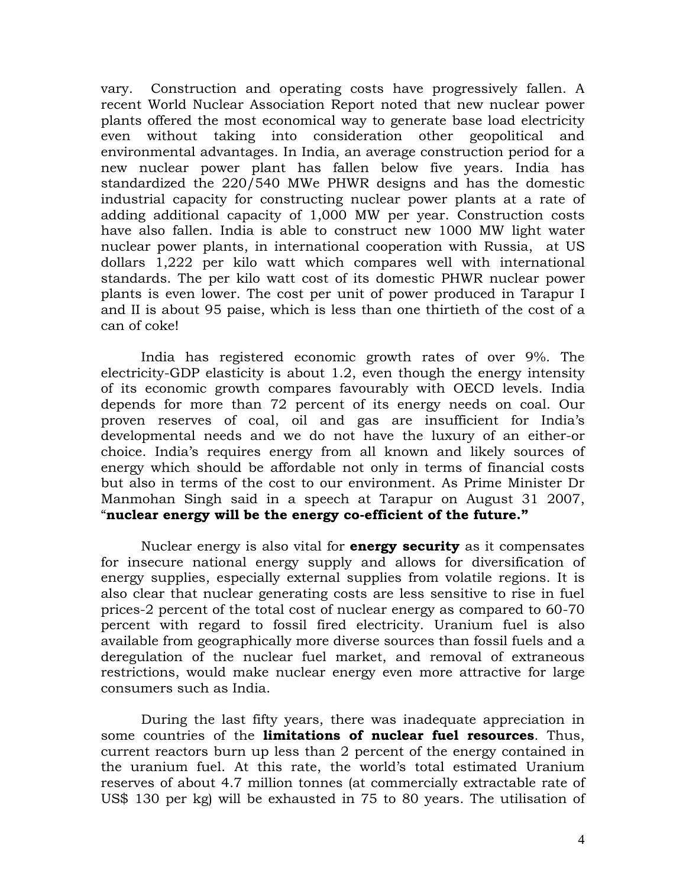vary. Construction and operating costs have progressively fallen. A recent World Nuclear Association Report noted that new nuclear power plants offered the most economical way to generate base load electricity even without taking into consideration other geopolitical and environmental advantages. In India, an average construction period for a new nuclear power plant has fallen below five years. India has standardized the 220/540 MWe PHWR designs and has the domestic industrial capacity for constructing nuclear power plants at a rate of adding additional capacity of 1,000 MW per year. Construction costs have also fallen. India is able to construct new 1000 MW light water nuclear power plants, in international cooperation with Russia, at US dollars 1,222 per kilo watt which compares well with international standards. The per kilo watt cost of its domestic PHWR nuclear power plants is even lower. The cost per unit of power produced in Tarapur I and II is about 95 paise, which is less than one thirtieth of the cost of a can of coke!

India has registered economic growth rates of over 9%. The electricity-GDP elasticity is about 1.2, even though the energy intensity of its economic growth compares favourably with OECD levels. India depends for more than 72 percent of its energy needs on coal. Our proven reserves of coal, oil and gas are insufficient for India's developmental needs and we do not have the luxury of an either-or choice. India's requires energy from all known and likely sources of energy which should be affordable not only in terms of financial costs but also in terms of the cost to our environment. As Prime Minister Dr Manmohan Singh said in a speech at Tarapur on August 31 2007, "**nuclear energy will be the energy co-efficient of the future.**"

Nuclear energy is also vital for **energy security** as it compensates for insecure national energy supply and allows for diversification of energy supplies, especially external supplies from volatile regions. It is also clear that nuclear generating costs are less sensitive to rise in fuel prices-2 percent of the total cost of nuclear energy as compared to 60-70 percent with regard to fossil fired electricity. Uranium fuel is also available from geographically more diverse sources than fossil fuels and a deregulation of the nuclear fuel market, and removal of extraneous restrictions, would make nuclear energy even more attractive for large consumers such as India.

During the last fifty years, there was inadequate appreciation in some countries of the **limitations of nuclear fuel resources**. Thus, current reactors burn up less than 2 percent of the energy contained in the uranium fuel. At this rate, the world's total estimated Uranium reserves of about 4.7 million tonnes (at commercially extractable rate of US$ 130 per kg) will be exhausted in 75 to 80 years. The utilisation of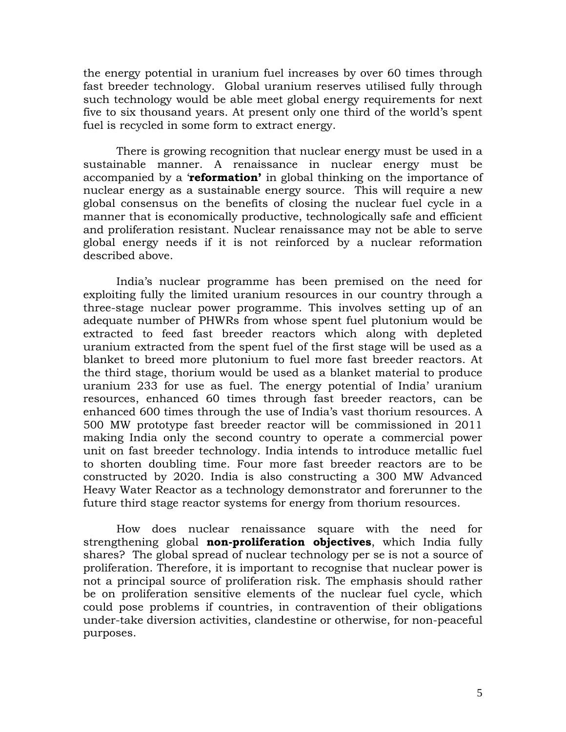the energy potential in uranium fuel increases by over 60 times through fast breeder technology. Global uranium reserves utilised fully through such technology would be able meet global energy requirements for next five to six thousand years. At present only one third of the world's spent fuel is recycled in some form to extract energy.

There is growing recognition that nuclear energy must be used in a sustainable manner. A renaissance in nuclear energy must be accompanied by a '**reformation'** in global thinking on the importance of nuclear energy as a sustainable energy source. This will require a new global consensus on the benefits of closing the nuclear fuel cycle in a manner that is economically productive, technologically safe and efficient and proliferation resistant. Nuclear renaissance may not be able to serve global energy needs if it is not reinforced by a nuclear reformation described above.

India's nuclear programme has been premised on the need for exploiting fully the limited uranium resources in our country through a three-stage nuclear power programme. This involves setting up of an adequate number of PHWRs from whose spent fuel plutonium would be extracted to feed fast breeder reactors which along with depleted uranium extracted from the spent fuel of the first stage will be used as a blanket to breed more plutonium to fuel more fast breeder reactors. At the third stage, thorium would be used as a blanket material to produce uranium 233 for use as fuel. The energy potential of India' uranium resources, enhanced 60 times through fast breeder reactors, can be enhanced 600 times through the use of India's vast thorium resources. A 500 MW prototype fast breeder reactor will be commissioned in 2011 making India only the second country to operate a commercial power unit on fast breeder technology. India intends to introduce metallic fuel to shorten doubling time. Four more fast breeder reactors are to be constructed by 2020. India is also constructing a 300 MW Advanced Heavy Water Reactor as a technology demonstrator and forerunner to the future third stage reactor systems for energy from thorium resources.

How does nuclear renaissance square with the need for strengthening global **non-proliferation objectives**, which India fully shares? The global spread of nuclear technology per se is not a source of proliferation. Therefore, it is important to recognise that nuclear power is not a principal source of proliferation risk. The emphasis should rather be on proliferation sensitive elements of the nuclear fuel cycle, which could pose problems if countries, in contravention of their obligations under-take diversion activities, clandestine or otherwise, for non-peaceful purposes.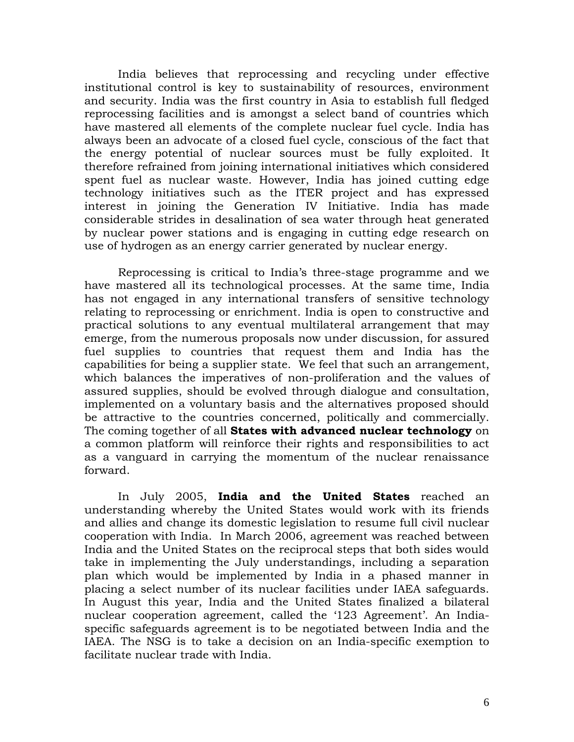India believes that reprocessing and recycling under effective institutional control is key to sustainability of resources, environment and security. India was the first country in Asia to establish full fledged reprocessing facilities and is amongst a select band of countries which have mastered all elements of the complete nuclear fuel cycle. India has always been an advocate of a closed fuel cycle, conscious of the fact that the energy potential of nuclear sources must be fully exploited. It therefore refrained from joining international initiatives which considered spent fuel as nuclear waste. However, India has joined cutting edge technology initiatives such as the ITER project and has expressed interest in joining the Generation IV Initiative. India has made considerable strides in desalination of sea water through heat generated by nuclear power stations and is engaging in cutting edge research on use of hydrogen as an energy carrier generated by nuclear energy.

Reprocessing is critical to India's three-stage programme and we have mastered all its technological processes. At the same time, India has not engaged in any international transfers of sensitive technology relating to reprocessing or enrichment. India is open to constructive and practical solutions to any eventual multilateral arrangement that may emerge, from the numerous proposals now under discussion, for assured fuel supplies to countries that request them and India has the capabilities for being a supplier state. We feel that such an arrangement, which balances the imperatives of non-proliferation and the values of assured supplies, should be evolved through dialogue and consultation, implemented on a voluntary basis and the alternatives proposed should be attractive to the countries concerned, politically and commercially. The coming together of all **States with advanced nuclear technology** on a common platform will reinforce their rights and responsibilities to act as a vanguard in carrying the momentum of the nuclear renaissance forward.

In July 2005, **India and the United States** reached an understanding whereby the United States would work with its friends and allies and change its domestic legislation to resume full civil nuclear cooperation with India. In March 2006, agreement was reached between India and the United States on the reciprocal steps that both sides would take in implementing the July understandings, including a separation plan which would be implemented by India in a phased manner in placing a select number of its nuclear facilities under IAEA safeguards. In August this year, India and the United States finalized a bilateral nuclear cooperation agreement, called the '123 Agreement'. An India-specific safeguards agreement is to be negotiated between India and the IAEA. The NSG is to take a decision on an India-specific exemption to facilitate nuclear trade with India.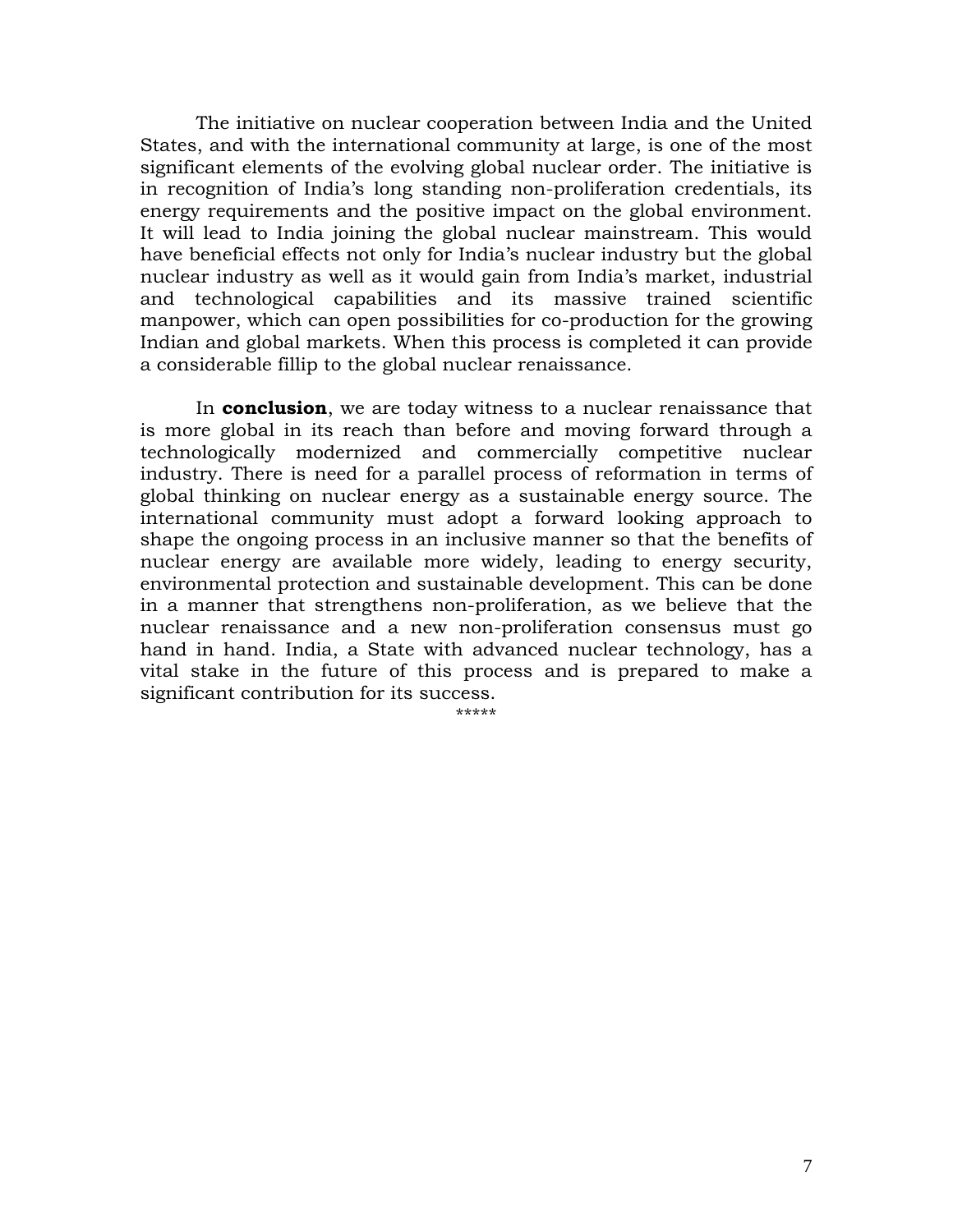The initiative on nuclear cooperation between India and the United States, and with the international community at large, is one of the most significant elements of the evolving global nuclear order. The initiative is in recognition of India's long standing non-proliferation credentials, its energy requirements and the positive impact on the global environment. It will lead to India joining the global nuclear mainstream. This would have beneficial effects not only for India's nuclear industry but the global nuclear industry as well as it would gain from India's market, industrial and technological capabilities and its massive trained scientific manpower, which can open possibilities for co-production for the growing Indian and global markets. When this process is completed it can provide a considerable fillip to the global nuclear renaissance.

In **conclusion**, we are today witness to a nuclear renaissance that is more global in its reach than before and moving forward through a technologically modernized and commercially competitive nuclear industry. There is need for a parallel process of reformation in terms of global thinking on nuclear energy as a sustainable energy source. The international community must adopt a forward looking approach to shape the ongoing process in an inclusive manner so that the benefits of nuclear energy are available more widely, leading to energy security, environmental protection and sustainable development. This can be done in a manner that strengthens non-proliferation, as we believe that the nuclear renaissance and a new non-proliferation consensus must go hand in hand. India, a State with advanced nuclear technology, has a vital stake in the future of this process and is prepared to make a significant contribution for its success.

*****